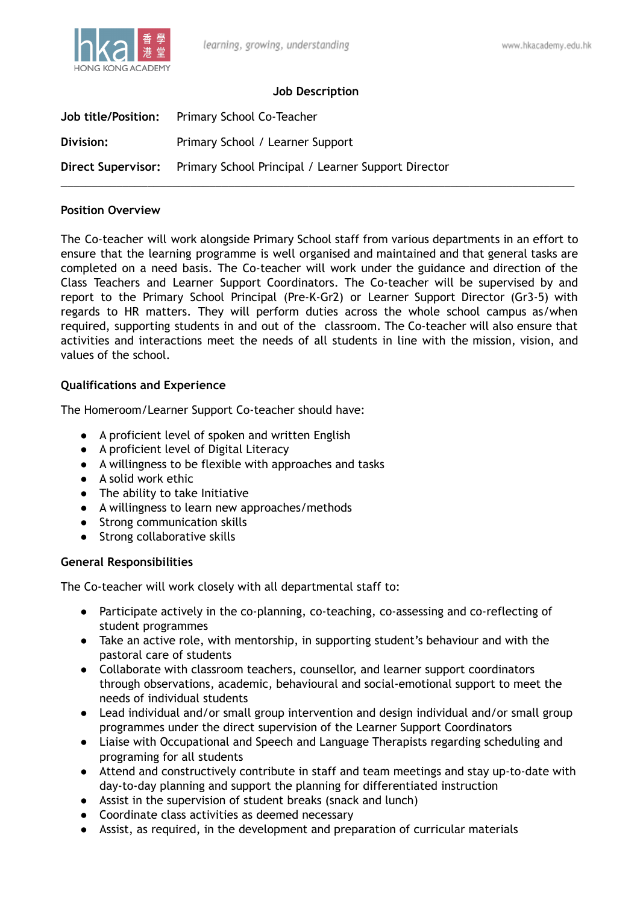# Job Description

| | |
|---|---|
| **Job title/Position:** | Primary School Co-Teacher |
| **Division:** | Primary School / Learner Support |
| **Direct Supervisor:** | Primary School Principal / Learner Support Director |

---

## Position Overview

The Co-teacher will work alongside Primary School staff from various departments in an effort to ensure that the learning programme is well organised and maintained and that general tasks are completed on a need basis. The Co-teacher will work under the guidance and direction of the Class Teachers and Learner Support Coordinators. The Co-teacher will be supervised by and report to the Primary School Principal (Pre-K-Gr2) or Learner Support Director (Gr3-5) with regards to HR matters. They will perform duties across the whole school campus as/when required, supporting students in and out of the classroom. The Co-teacher will also ensure that activities and interactions meet the needs of all students in line with the mission, vision, and values of the school.

## Qualifications and Experience

The Homeroom/Learner Support Co-teacher should have:

- A proficient level of spoken and written English
- A proficient level of Digital Literacy
- A willingness to be flexible with approaches and tasks
- A solid work ethic
- The ability to take Initiative
- A willingness to learn new approaches/methods
- Strong communication skills
- Strong collaborative skills

## General Responsibilities

The Co-teacher will work closely with all departmental staff to:

- Participate actively in the co-planning, co-teaching, co-assessing and co-reflecting of student programmes
- Take an active role, with mentorship, in supporting student's behaviour and with the pastoral care of students
- Collaborate with classroom teachers, counsellor, and learner support coordinators through observations, academic, behavioural and social-emotional support to meet the needs of individual students
- Lead individual and/or small group intervention and design individual and/or small group programmes under the direct supervision of the Learner Support Coordinators
- Liaise with Occupational and Speech and Language Therapists regarding scheduling and programing for all students
- Attend and constructively contribute in staff and team meetings and stay up-to-date with day-to-day planning and support the planning for differentiated instruction
- Assist in the supervision of student breaks (snack and lunch)
- Coordinate class activities as deemed necessary
- Assist, as required, in the development and preparation of curricular materials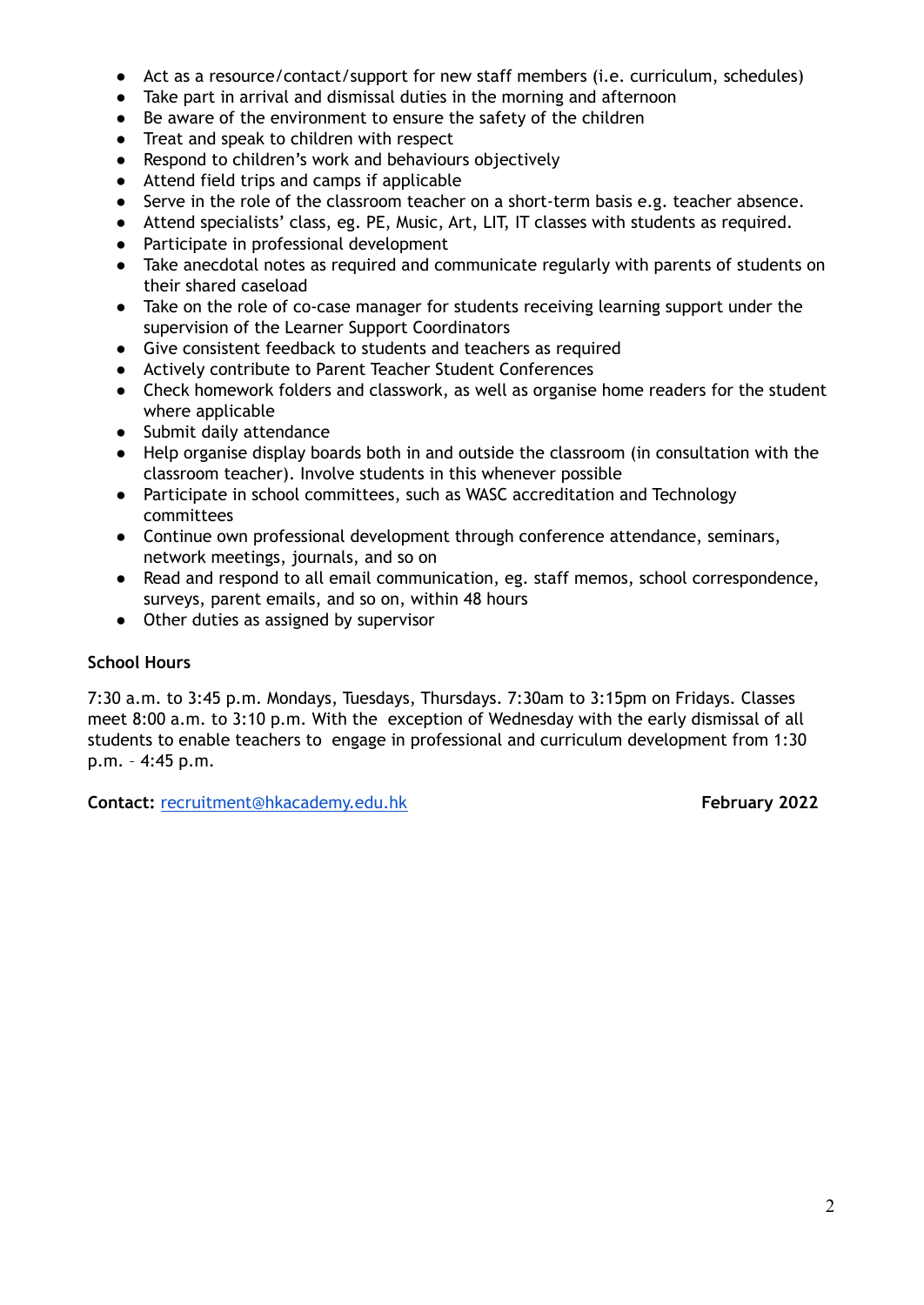- Act as a resource/contact/support for new staff members (i.e. curriculum, schedules)
- Take part in arrival and dismissal duties in the morning and afternoon
- Be aware of the environment to ensure the safety of the children
- Treat and speak to children with respect
- Respond to children's work and behaviours objectively
- Attend field trips and camps if applicable
- Serve in the role of the classroom teacher on a short-term basis e.g. teacher absence.
- Attend specialists' class, eg. PE, Music, Art, LIT, IT classes with students as required.
- Participate in professional development
- Take anecdotal notes as required and communicate regularly with parents of students on their shared caseload
- Take on the role of co-case manager for students receiving learning support under the supervision of the Learner Support Coordinators
- Give consistent feedback to students and teachers as required
- Actively contribute to Parent Teacher Student Conferences
- Check homework folders and classwork, as well as organise home readers for the student where applicable
- Submit daily attendance
- Help organise display boards both in and outside the classroom (in consultation with the classroom teacher). Involve students in this whenever possible
- Participate in school committees, such as WASC accreditation and Technology committees
- Continue own professional development through conference attendance, seminars, network meetings, journals, and so on
- Read and respond to all email communication, eg. staff memos, school correspondence, surveys, parent emails, and so on, within 48 hours
- Other duties as assigned by supervisor

**School Hours**

7:30 a.m. to 3:45 p.m. Mondays, Tuesdays, Thursdays. 7:30am to 3:15pm on Fridays. Classes meet 8:00 a.m. to 3:10 p.m. With the exception of Wednesday with the early dismissal of all students to enable teachers to engage in professional and curriculum development from 1:30 p.m. – 4:45 p.m.

**Contact:** recruitment@hkacademy.edu.hk **February 2022**